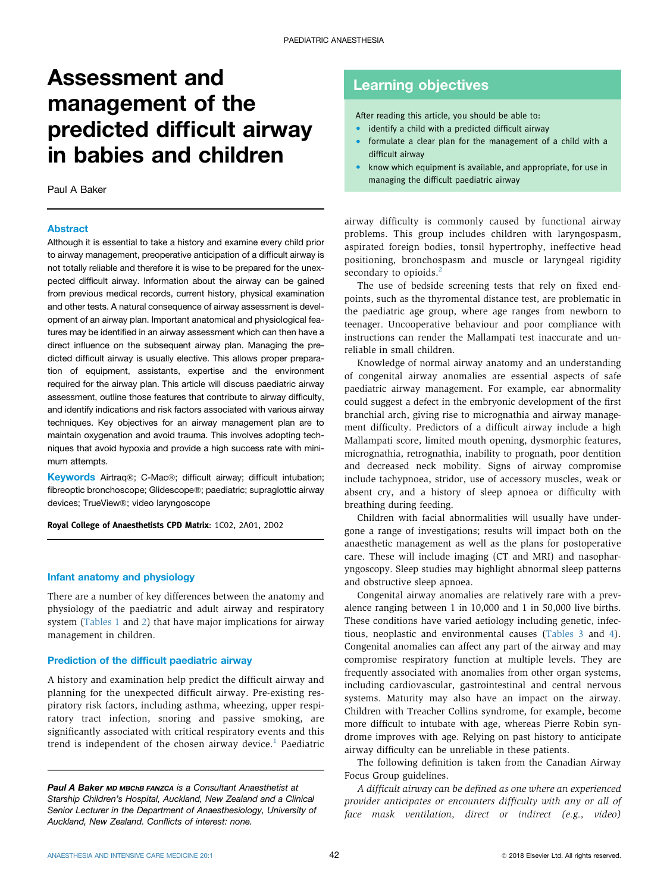PAEDIATRIC ANAESTHESIA

# Assessment and management of the predicted difficult airway in babies and children

Paul A Baker

## Learning objectives

After reading this article, you should be able to:

- identify a child with a predicted difficult airway
- formulate a clear plan for the management of a child with a difficult airway
- know which equipment is available, and appropriate, for use in managing the difficult paediatric airway

### Abstract

Although it is essential to take a history and examine every child prior to airway management, preoperative anticipation of a difficult airway is not totally reliable and therefore it is wise to be prepared for the unexpected difficult airway. Information about the airway can be gained from previous medical records, current history, physical examination and other tests. A natural consequence of airway assessment is development of an airway plan. Important anatomical and physiological features may be identified in an airway assessment which can then have a direct influence on the subsequent airway plan. Managing the predicted difficult airway is usually elective. This allows proper preparation of equipment, assistants, expertise and the environment required for the airway plan. This article will discuss paediatric airway assessment, outline those features that contribute to airway difficulty, and identify indications and risk factors associated with various airway techniques. Key objectives for an airway management plan are to maintain oxygenation and avoid trauma. This involves adopting techniques that avoid hypoxia and provide a high success rate with minimum attempts.

**Keywords** Airtraq®; C-Mac®; difficult airway; difficult intubation; fibreoptic bronchoscope; Glidescope®; paediatric; supraglottic airway devices; TrueView®; video laryngoscope

**Royal College of Anaesthetists CPD Matrix**: 1C02, 2A01, 2D02

### Infant anatomy and physiology

There are a number of key differences between the anatomy and physiology of the paediatric and adult airway and respiratory system (Tables 1 and 2) that have major implications for airway management in children.

### Prediction of the difficult paediatric airway

A history and examination help predict the difficult airway and planning for the unexpected difficult airway. Pre-existing respiratory risk factors, including asthma, wheezing, upper respiratory tract infection, snoring and passive smoking, are significantly associated with critical respiratory events and this trend is independent of the chosen airway device.[1] Paediatric airway difficulty is commonly caused by functional airway problems. This group includes children with laryngospasm, aspirated foreign bodies, tonsil hypertrophy, ineffective head positioning, bronchospasm and muscle or laryngeal rigidity secondary to opioids.[2]

The use of bedside screening tests that rely on fixed endpoints, such as the thyromental distance test, are problematic in the paediatric age group, where age ranges from newborn to teenager. Uncooperative behaviour and poor compliance with instructions can render the Mallampati test inaccurate and unreliable in small children.

Knowledge of normal airway anatomy and an understanding of congenital airway anomalies are essential aspects of safe paediatric airway management. For example, ear abnormality could suggest a defect in the embryonic development of the first branchial arch, giving rise to micrognathia and airway management difficulty. Predictors of a difficult airway include a high Mallampati score, limited mouth opening, dysmorphic features, micrognathia, retrognathia, inability to prognath, poor dentition and decreased neck mobility. Signs of airway compromise include tachypnoea, stridor, use of accessory muscles, weak or absent cry, and a history of sleep apnoea or difficulty with breathing during feeding.

Children with facial abnormalities will usually have undergone a range of investigations; results will impact both on the anaesthetic management as well as the plans for postoperative care. These will include imaging (CT and MRI) and nasopharyngoscopy. Sleep studies may highlight abnormal sleep patterns and obstructive sleep apnoea.

Congenital airway anomalies are relatively rare with a prevalence ranging between 1 in 10,000 and 1 in 50,000 live births. These conditions have varied aetiology including genetic, infectious, neoplastic and environmental causes (Tables 3 and 4). Congenital anomalies can affect any part of the airway and may compromise respiratory function at multiple levels. They are frequently associated with anomalies from other organ systems, including cardiovascular, gastrointestinal and central nervous systems. Maturity may also have an impact on the airway. Children with Treacher Collins syndrome, for example, become more difficult to intubate with age, whereas Pierre Robin syndrome improves with age. Relying on past history to anticipate airway difficulty can be unreliable in these patients.

The following definition is taken from the Canadian Airway Focus Group guidelines.

*A difficult airway can be defined as one where an experienced provider anticipates or encounters difficulty with any or all of face mask ventilation, direct or indirect (e.g., video)*

***Paul A Baker** MD MBChB FANZCA is a Consultant Anaesthetist at Starship Children's Hospital, Auckland, New Zealand and a Clinical Senior Lecturer in the Department of Anaesthesiology, University of Auckland, New Zealand. Conflicts of interest: none.*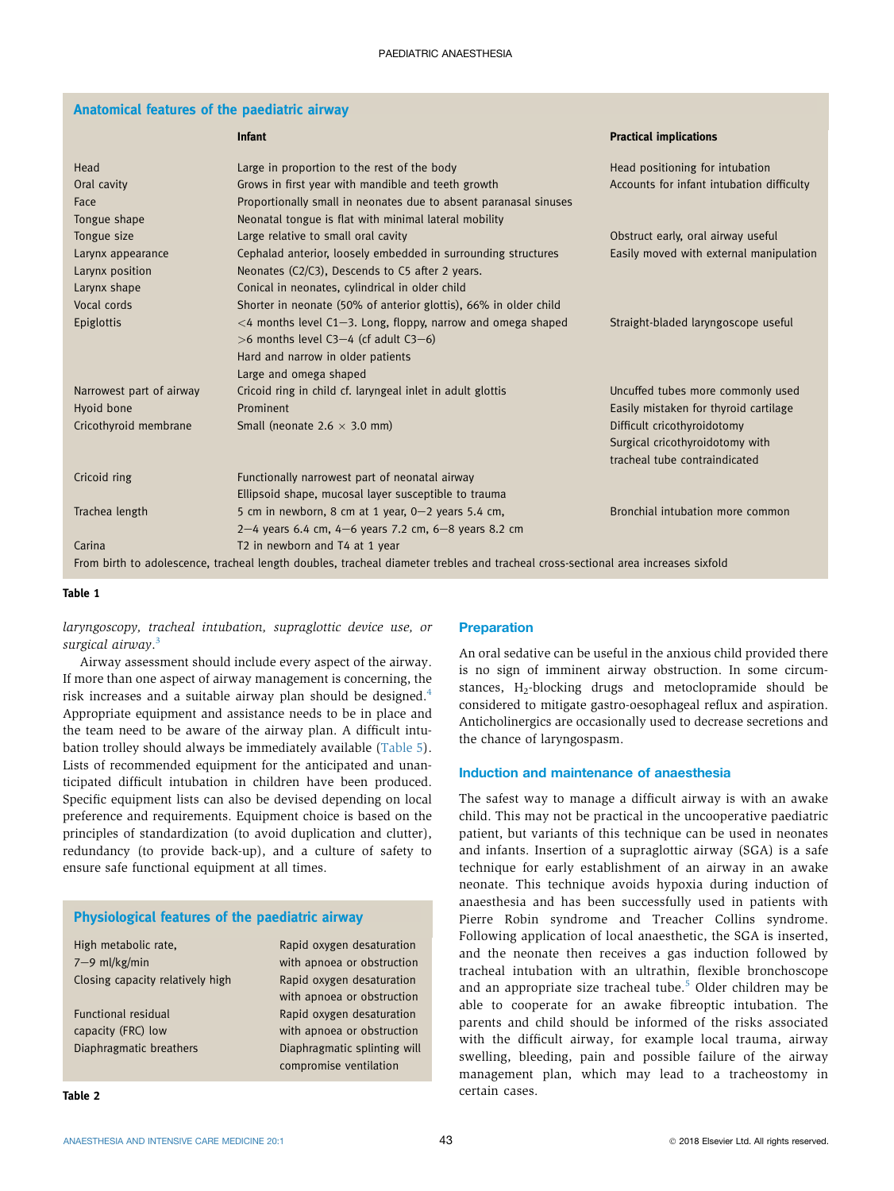**Anatomical features of the paediatric airway**

| | Infant | Practical implications |
|---|---|---|
| Head | Large in proportion to the rest of the body | Head positioning for intubation |
| Oral cavity | Grows in first year with mandible and teeth growth | Accounts for infant intubation difficulty |
| Face | Proportionally small in neonates due to absent paranasal sinuses | |
| Tongue shape | Neonatal tongue is flat with minimal lateral mobility | |
| Tongue size | Large relative to small oral cavity | Obstruct early, oral airway useful |
| Larynx appearance | Cephalad anterior, loosely embedded in surrounding structures | Easily moved with external manipulation |
| Larynx position | Neonates (C2/C3), Descends to C5 after 2 years. | |
| Larynx shape | Conical in neonates, cylindrical in older child | |
| Vocal cords | Shorter in neonate (50% of anterior glottis), 66% in older child | |
| Epiglottis | <4 months level C1–3. Long, floppy, narrow and omega shaped<br>>6 months level C3–4 (cf adult C3–6)<br>Hard and narrow in older patients<br>Large and omega shaped | Straight-bladed laryngoscope useful |
| Narrowest part of airway | Cricoid ring in child cf. laryngeal inlet in adult glottis | Uncuffed tubes more commonly used |
| Hyoid bone | Prominent | Easily mistaken for thyroid cartilage |
| Cricothyroid membrane | Small (neonate 2.6 × 3.0 mm) | Difficult cricothyroidotomy<br>Surgical cricothyroidotomy with tracheal tube contraindicated |
| Cricoid ring | Functionally narrowest part of neonatal airway<br>Ellipsoid shape, mucosal layer susceptible to trauma | |
| Trachea length | 5 cm in newborn, 8 cm at 1 year, 0–2 years 5.4 cm, 2–4 years 6.4 cm, 4–6 years 7.2 cm, 6–8 years 8.2 cm | Bronchial intubation more common |
| Carina | T2 in newborn and T4 at 1 year | |

From birth to adolescence, tracheal length doubles, tracheal diameter trebles and tracheal cross-sectional area increases sixfold

**Table 1**

*laryngoscopy, tracheal intubation, supraglottic device use, or surgical airway*.[3]

Airway assessment should include every aspect of the airway. If more than one aspect of airway management is concerning, the risk increases and a suitable airway plan should be designed.[4] Appropriate equipment and assistance needs to be in place and the team need to be aware of the airway plan. A difficult intubation trolley should always be immediately available (Table 5). Lists of recommended equipment for the anticipated and unanticipated difficult intubation in children have been produced. Specific equipment lists can also be devised depending on local preference and requirements. Equipment choice is based on the principles of standardization (to avoid duplication and clutter), redundancy (to provide back-up), and a culture of safety to ensure safe functional equipment at all times.

**Physiological features of the paediatric airway**

| | |
|---|---|
| High metabolic rate, 7–9 ml/kg/min | Rapid oxygen desaturation with apnoea or obstruction |
| Closing capacity relatively high | Rapid oxygen desaturation with apnoea or obstruction |
| Functional residual capacity (FRC) low | Rapid oxygen desaturation with apnoea or obstruction |
| Diaphragmatic breathers | Diaphragmatic splinting will compromise ventilation |

**Table 2**

## Preparation

An oral sedative can be useful in the anxious child provided there is no sign of imminent airway obstruction. In some circumstances, $H_2$-blocking drugs and metoclopramide should be considered to mitigate gastro-oesophageal reflux and aspiration. Anticholinergics are occasionally used to decrease secretions and the chance of laryngospasm.

## Induction and maintenance of anaesthesia

The safest way to manage a difficult airway is with an awake child. This may not be practical in the uncooperative paediatric patient, but variants of this technique can be used in neonates and infants. Insertion of a supraglottic airway (SGA) is a safe technique for early establishment of an airway in an awake neonate. This technique avoids hypoxia during induction of anaesthesia and has been successfully used in patients with Pierre Robin syndrome and Treacher Collins syndrome. Following application of local anaesthetic, the SGA is inserted, and the neonate then receives a gas induction followed by tracheal intubation with an ultrathin, flexible bronchoscope and an appropriate size tracheal tube.[5] Older children may be able to cooperate for an awake fibreoptic intubation. The parents and child should be informed of the risks associated with the difficult airway, for example local trauma, airway swelling, bleeding, pain and possible failure of the airway management plan, which may lead to a tracheostomy in certain cases.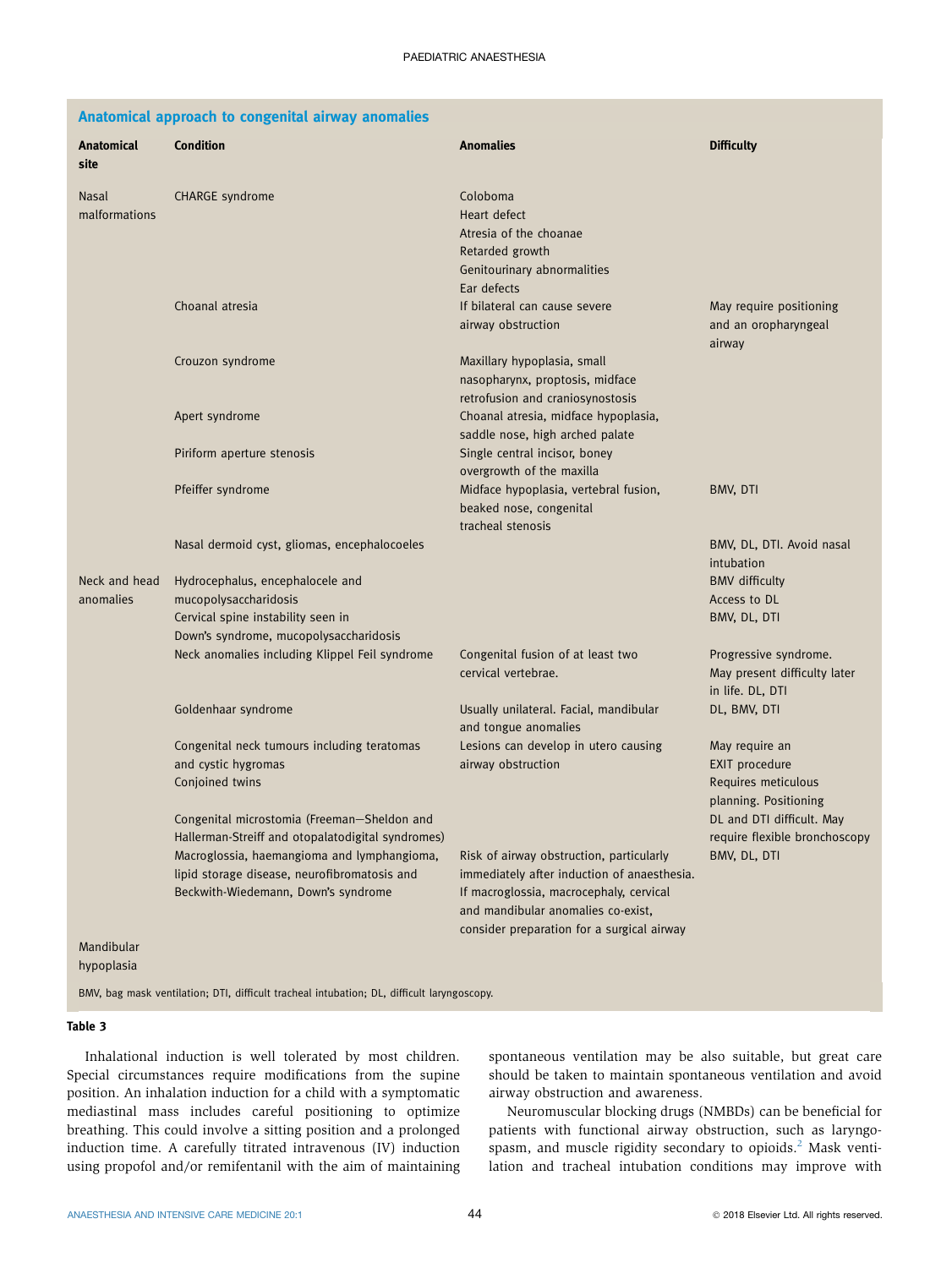**Anatomical approach to congenital airway anomalies**

| Anatomical site | Condition | Anomalies | Difficulty |
|---|---|---|---|
| Nasal malformations | CHARGE syndrome | Coloboma<br>Heart defect<br>Atresia of the choanae<br>Retarded growth<br>Genitourinary abnormalities<br>Ear defects | |
| | Choanal atresia | If bilateral can cause severe airway obstruction | May require positioning and an oropharyngeal airway |
| | Crouzon syndrome | Maxillary hypoplasia, small nasopharynx, proptosis, midface retrofusion and craniosynostosis | |
| | Apert syndrome | Choanal atresia, midface hypoplasia, saddle nose, high arched palate | |
| | Piriform aperture stenosis | Single central incisor, boney overgrowth of the maxilla | |
| | Pfeiffer syndrome | Midface hypoplasia, vertebral fusion, beaked nose, congenital tracheal stenosis | BMV, DTI |
| | Nasal dermoid cyst, gliomas, encephalocoeles | | BMV, DL, DTI. Avoid nasal intubation |
| Neck and head anomalies | Hydrocephalus, encephalocele and mucopolysaccharidosis<br>Cervical spine instability seen in Down's syndrome, mucopolysaccharidosis | | BMV difficulty<br>Access to DL<br>BMV, DL, DTI |
| | Neck anomalies including Klippel Feil syndrome | Congenital fusion of at least two cervical vertebrae. | Progressive syndrome. May present difficulty later in life. DL, DTI |
| | Goldenhaar syndrome | Usually unilateral. Facial, mandibular and tongue anomalies | DL, BMV, DTI |
| | Congenital neck tumours including teratomas and cystic hygromas<br>Conjoined twins | Lesions can develop in utero causing airway obstruction | May require an EXIT procedure<br>Requires meticulous planning. Positioning |
| | Congenital microstomia (Freeman–Sheldon and Hallerman-Streiff and otopalatodigital syndromes) | | DL and DTI difficult. May require flexible bronchoscopy |
| | Macroglossia, haemangioma and lymphangioma, lipid storage disease, neurofibromatosis and Beckwith-Wiedemann, Down's syndrome | Risk of airway obstruction, particularly immediately after induction of anaesthesia. If macroglossia, macrocephaly, cervical and mandibular anomalies co-exist, consider preparation for a surgical airway | BMV, DL, DTI |
| Mandibular hypoplasia | | | |

BMV, bag mask ventilation; DTI, difficult tracheal intubation; DL, difficult laryngoscopy.

**Table 3**

Inhalational induction is well tolerated by most children. Special circumstances require modifications from the supine position. An inhalation induction for a child with a symptomatic mediastinal mass includes careful positioning to optimize breathing. This could involve a sitting position and a prolonged induction time. A carefully titrated intravenous (IV) induction using propofol and/or remifentanil with the aim of maintaining spontaneous ventilation may be also suitable, but great care should be taken to maintain spontaneous ventilation and avoid airway obstruction and awareness.

Neuromuscular blocking drugs (NMBDs) can be beneficial for patients with functional airway obstruction, such as laryngospasm, and muscle rigidity secondary to opioids.[2] Mask ventilation and tracheal intubation conditions may improve with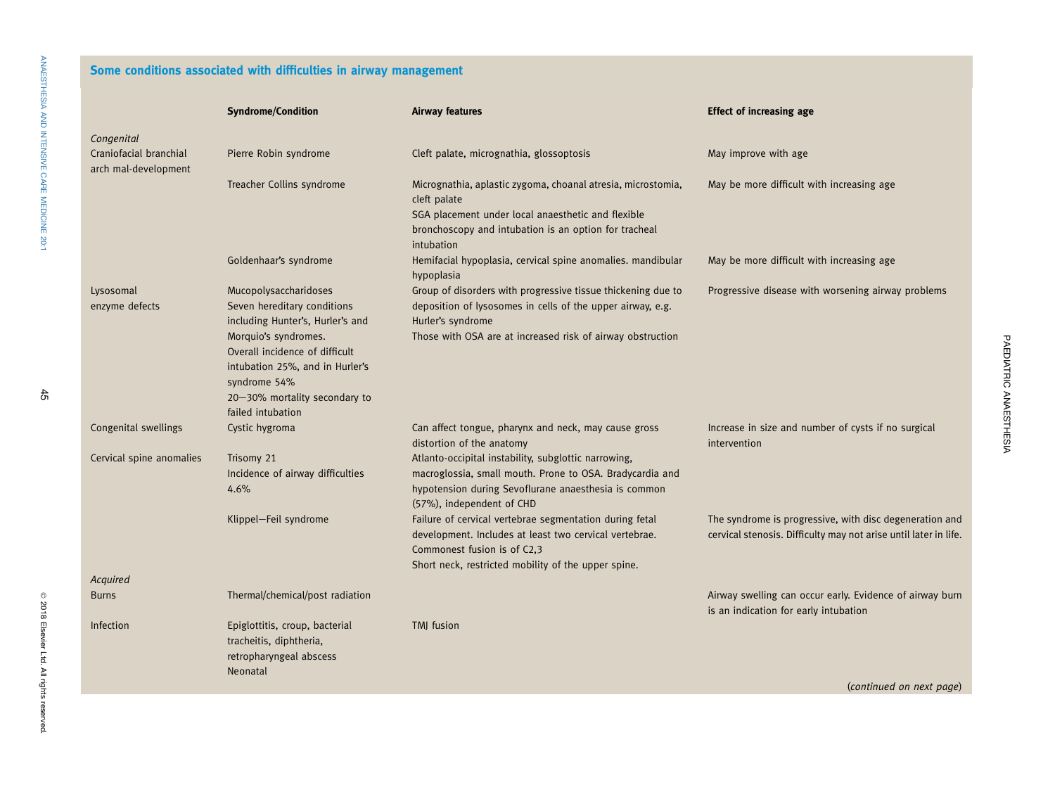## Some conditions associated with difficulties in airway management

| | Syndrome/Condition | Airway features | Effect of increasing age |
|---|---|---|---|
| *Congenital* | | | |
| Craniofacial branchial arch mal-development | Pierre Robin syndrome | Cleft palate, micrognathia, glossoptosis | May improve with age |
| | Treacher Collins syndrome | Micrognathia, aplastic zygoma, choanal atresia, microstomia, cleft palate<br>SGA placement under local anaesthetic and flexible bronchoscopy and intubation is an option for tracheal intubation | May be more difficult with increasing age |
| | Goldenhaar's syndrome | Hemifacial hypoplasia, cervical spine anomalies. mandibular hypoplasia | May be more difficult with increasing age |
| Lysosomal enzyme defects | Mucopolysaccharidoses<br>Seven hereditary conditions including Hunter's, Hurler's and Morquio's syndromes.<br>Overall incidence of difficult intubation 25%, and in Hurler's syndrome 54%<br>20–30% mortality secondary to failed intubation | Group of disorders with progressive tissue thickening due to deposition of lysosomes in cells of the upper airway, e.g. Hurler's syndrome<br>Those with OSA are at increased risk of airway obstruction | Progressive disease with worsening airway problems |
| Congenital swellings | Cystic hygroma | Can affect tongue, pharynx and neck, may cause gross distortion of the anatomy | Increase in size and number of cysts if no surgical intervention |
| Cervical spine anomalies | Trisomy 21<br>Incidence of airway difficulties 4.6% | Atlanto-occipital instability, subglottic narrowing, macroglossia, small mouth. Prone to OSA. Bradycardia and hypotension during Sevoflurane anaesthesia is common (57%), independent of CHD | |
| | Klippel–Feil syndrome | Failure of cervical vertebrae segmentation during fetal development. Includes at least two cervical vertebrae. Commonest fusion is of C2,3<br>Short neck, restricted mobility of the upper spine. | The syndrome is progressive, with disc degeneration and cervical stenosis. Difficulty may not arise until later in life. |
| *Acquired* | | | |
| Burns | Thermal/chemical/post radiation | | Airway swelling can occur early. Evidence of airway burn is an indication for early intubation |
| Infection | Epiglottitis, croup, bacterial tracheitis, diphtheria, retropharyngeal abscess<br>Neonatal | TMJ fusion | |

(*continued on next page*)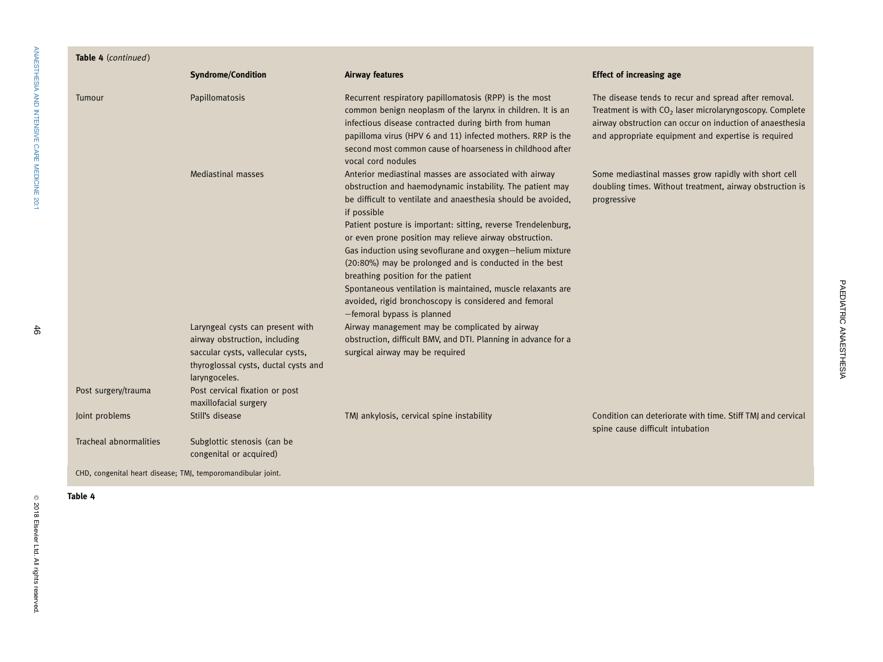**Table 4** (*continued*)

| | Syndrome/Condition | Airway features | Effect of increasing age |
|---|---|---|---|
| Tumour | Papillomatosis | Recurrent respiratory papillomatosis (RPP) is the most common benign neoplasm of the larynx in children. It is an infectious disease contracted during birth from human papilloma virus (HPV 6 and 11) infected mothers. RRP is the second most common cause of hoarseness in childhood after vocal cord nodules | The disease tends to recur and spread after removal. Treatment is with $CO_2$ laser microlaryngoscopy. Complete airway obstruction can occur on induction of anaesthesia and appropriate equipment and expertise is required |
| | Mediastinal masses | Anterior mediastinal masses are associated with airway obstruction and haemodynamic instability. The patient may be difficult to ventilate and anaesthesia should be avoided, if possible<br>Patient posture is important: sitting, reverse Trendelenburg, or even prone position may relieve airway obstruction.<br>Gas induction using sevoflurane and oxygen—helium mixture (20:80%) may be prolonged and is conducted in the best breathing position for the patient<br>Spontaneous ventilation is maintained, muscle relaxants are avoided, rigid bronchoscopy is considered and femoral—femoral bypass is planned | Some mediastinal masses grow rapidly with short cell doubling times. Without treatment, airway obstruction is progressive |
| | Laryngeal cysts can present with airway obstruction, including saccular cysts, vallecular cysts, thyroglossal cysts, ductal cysts and laryngoceles. | Airway management may be complicated by airway obstruction, difficult BMV, and DTI. Planning in advance for a surgical airway may be required | |
| Post surgery/trauma | Post cervical fixation or post maxillofacial surgery | | |
| Joint problems | Still's disease | TMJ ankylosis, cervical spine instability | Condition can deteriorate with time. Stiff TMJ and cervical spine cause difficult intubation |
| Tracheal abnormalities | Subglottic stenosis (can be congenital or acquired) | | |

CHD, congenital heart disease; TMJ, temporomandibular joint.

**Table 4**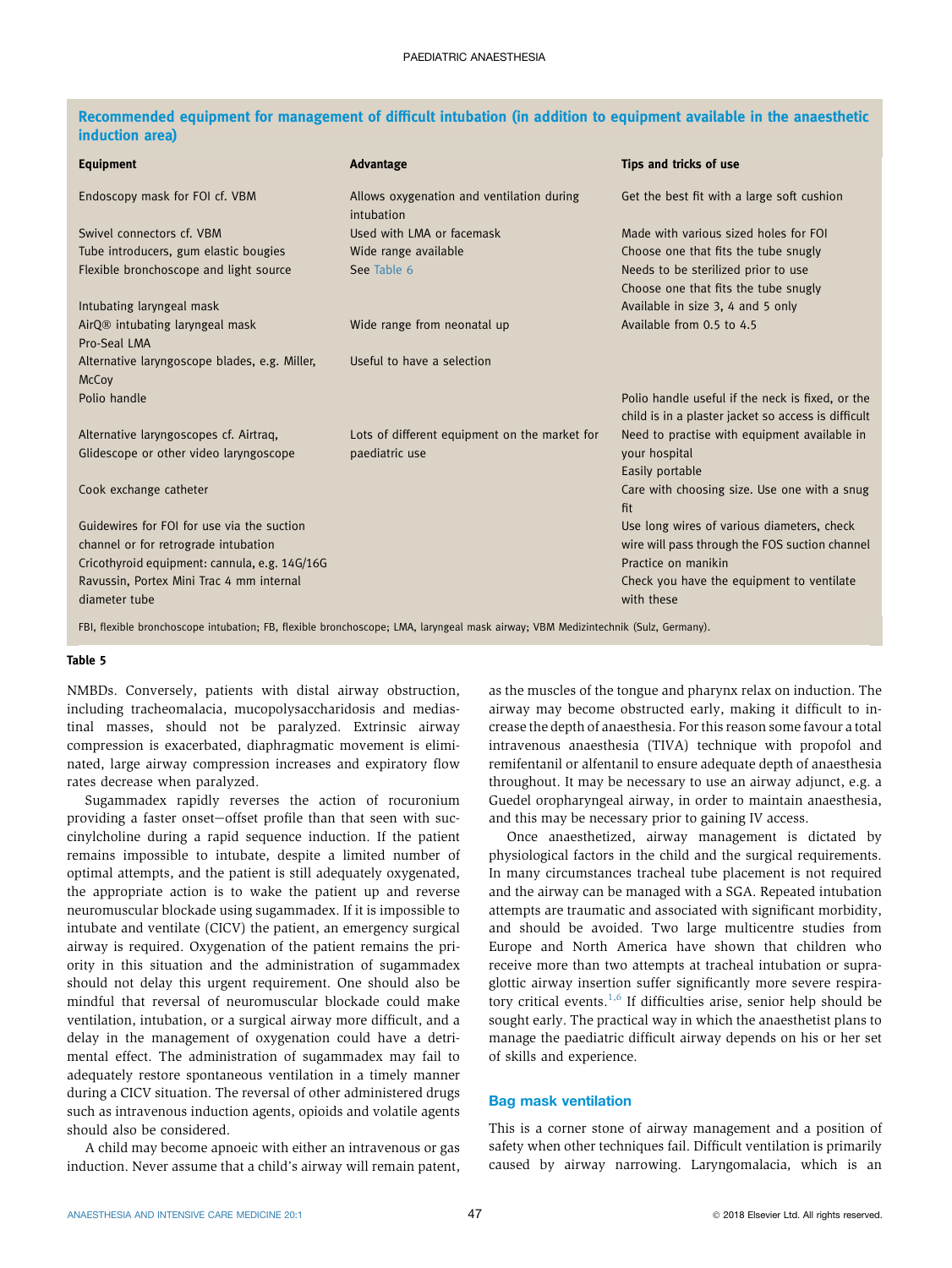**Recommended equipment for management of difficult intubation (in addition to equipment available in the anaesthetic induction area)**

| Equipment | Advantage | Tips and tricks of use |
|---|---|---|
| Endoscopy mask for FOI cf. VBM | Allows oxygenation and ventilation during intubation | Get the best fit with a large soft cushion |
| Swivel connectors cf. VBM | Used with LMA or facemask | Made with various sized holes for FOI |
| Tube introducers, gum elastic bougies | Wide range available | Choose one that fits the tube snugly |
| Flexible bronchoscope and light source | See Table 6 | Needs to be sterilized prior to use<br>Choose one that fits the tube snugly |
| Intubating laryngeal mask | | Available in size 3, 4 and 5 only |
| AirQ® intubating laryngeal mask<br>Pro-Seal LMA | Wide range from neonatal up | Available from 0.5 to 4.5 |
| Alternative laryngoscope blades, e.g. Miller, McCoy | Useful to have a selection | |
| Polio handle | | Polio handle useful if the neck is fixed, or the child is in a plaster jacket so access is difficult |
| Alternative laryngoscopes cf. Airtraq, Glidescope or other video laryngoscope | Lots of different equipment on the market for paediatric use | Need to practise with equipment available in your hospital<br>Easily portable |
| Cook exchange catheter | | Care with choosing size. Use one with a snug fit |
| Guidewires for FOI for use via the suction channel or for retrograde intubation | | Use long wires of various diameters, check wire will pass through the FOS suction channel |
| Cricothyroid equipment: cannula, e.g. 14G/16G | | Practice on manikin |
| Ravussin, Portex Mini Trac 4 mm internal diameter tube | | Check you have the equipment to ventilate with these |

FBI, flexible bronchoscope intubation; FB, flexible bronchoscope; LMA, laryngeal mask airway; VBM Medizintechnik (Sulz, Germany).

**Table 5**

NMBDs. Conversely, patients with distal airway obstruction, including tracheomalacia, mucopolysaccharidosis and mediastinal masses, should not be paralyzed. Extrinsic airway compression is exacerbated, diaphragmatic movement is eliminated, large airway compression increases and expiratory flow rates decrease when paralyzed.

Sugammadex rapidly reverses the action of rocuronium providing a faster onset–offset profile than that seen with succinylcholine during a rapid sequence induction. If the patient remains impossible to intubate, despite a limited number of optimal attempts, and the patient is still adequately oxygenated, the appropriate action is to wake the patient up and reverse neuromuscular blockade using sugammadex. If it is impossible to intubate and ventilate (CICV) the patient, an emergency surgical airway is required. Oxygenation of the patient remains the priority in this situation and the administration of sugammadex should not delay this urgent requirement. One should also be mindful that reversal of neuromuscular blockade could make ventilation, intubation, or a surgical airway more difficult, and a delay in the management of oxygenation could have a detrimental effect. The administration of sugammadex may fail to adequately restore spontaneous ventilation in a timely manner during a CICV situation. The reversal of other administered drugs such as intravenous induction agents, opioids and volatile agents should also be considered.

A child may become apnoeic with either an intravenous or gas induction. Never assume that a child's airway will remain patent, as the muscles of the tongue and pharynx relax on induction. The airway may become obstructed early, making it difficult to increase the depth of anaesthesia. For this reason some favour a total intravenous anaesthesia (TIVA) technique with propofol and remifentanil or alfentanil to ensure adequate depth of anaesthesia throughout. It may be necessary to use an airway adjunct, e.g. a Guedel oropharyngeal airway, in order to maintain anaesthesia, and this may be necessary prior to gaining IV access.

Once anaesthetized, airway management is dictated by physiological factors in the child and the surgical requirements. In many circumstances tracheal tube placement is not required and the airway can be managed with a SGA. Repeated intubation attempts are traumatic and associated with significant morbidity, and should be avoided. Two large multicentre studies from Europe and North America have shown that children who receive more than two attempts at tracheal intubation or supraglottic airway insertion suffer significantly more severe respiratory critical events.[1,6] If difficulties arise, senior help should be sought early. The practical way in which the anaesthetist plans to manage the paediatric difficult airway depends on his or her set of skills and experience.

## Bag mask ventilation

This is a corner stone of airway management and a position of safety when other techniques fail. Difficult ventilation is primarily caused by airway narrowing. Laryngomalacia, which is an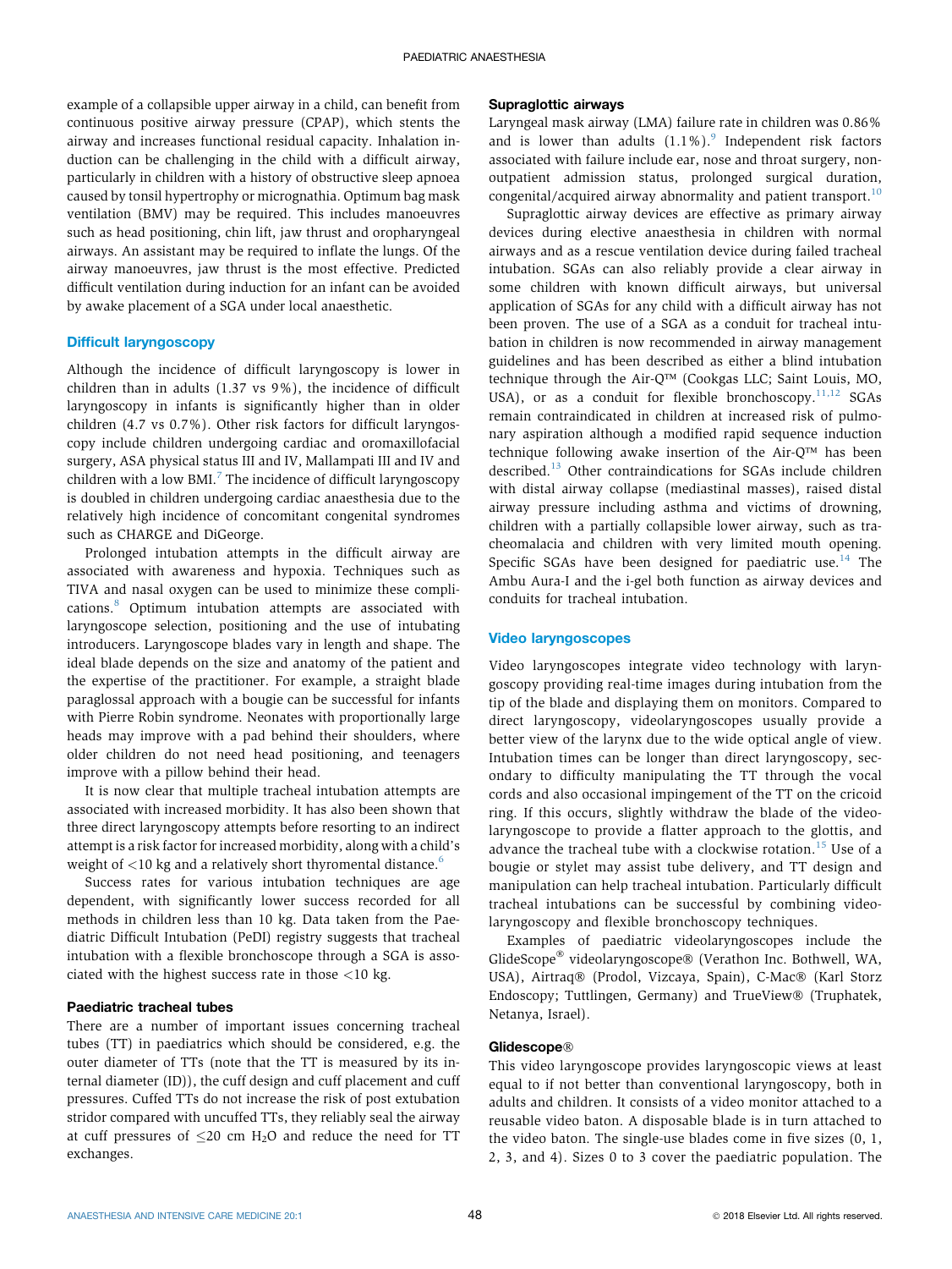example of a collapsible upper airway in a child, can benefit from continuous positive airway pressure (CPAP), which stents the airway and increases functional residual capacity. Inhalation induction can be challenging in the child with a difficult airway, particularly in children with a history of obstructive sleep apnoea caused by tonsil hypertrophy or micrognathia. Optimum bag mask ventilation (BMV) may be required. This includes manoeuvres such as head positioning, chin lift, jaw thrust and oropharyngeal airways. An assistant may be required to inflate the lungs. Of the airway manoeuvres, jaw thrust is the most effective. Predicted difficult ventilation during induction for an infant can be avoided by awake placement of a SGA under local anaesthetic.

## Difficult laryngoscopy

Although the incidence of difficult laryngoscopy is lower in children than in adults (1.37 vs 9%), the incidence of difficult laryngoscopy in infants is significantly higher than in older children (4.7 vs 0.7%). Other risk factors for difficult laryngoscopy include children undergoing cardiac and oromaxillofacial surgery, ASA physical status III and IV, Mallampati III and IV and children with a low BMI.[7] The incidence of difficult laryngoscopy is doubled in children undergoing cardiac anaesthesia due to the relatively high incidence of concomitant congenital syndromes such as CHARGE and DiGeorge.

Prolonged intubation attempts in the difficult airway are associated with awareness and hypoxia. Techniques such as TIVA and nasal oxygen can be used to minimize these complications.[8] Optimum intubation attempts are associated with laryngoscope selection, positioning and the use of intubating introducers. Laryngoscope blades vary in length and shape. The ideal blade depends on the size and anatomy of the patient and the expertise of the practitioner. For example, a straight blade paraglossal approach with a bougie can be successful for infants with Pierre Robin syndrome. Neonates with proportionally large heads may improve with a pad behind their shoulders, where older children do not need head positioning, and teenagers improve with a pillow behind their head.

It is now clear that multiple tracheal intubation attempts are associated with increased morbidity. It has also been shown that three direct laryngoscopy attempts before resorting to an indirect attempt is a risk factor for increased morbidity, along with a child's weight of <10 kg and a relatively short thyromental distance.[6]

Success rates for various intubation techniques are age dependent, with significantly lower success recorded for all methods in children less than 10 kg. Data taken from the Paediatric Difficult Intubation (PeDI) registry suggests that tracheal intubation with a flexible bronchoscope through a SGA is associated with the highest success rate in those <10 kg.

### Paediatric tracheal tubes

There are a number of important issues concerning tracheal tubes (TT) in paediatrics which should be considered, e.g. the outer diameter of TTs (note that the TT is measured by its internal diameter (ID)), the cuff design and cuff placement and cuff pressures. Cuffed TTs do not increase the risk of post extubation stridor compared with uncuffed TTs, they reliably seal the airway at cuff pressures of $\leq$20 cm $H_2O$ and reduce the need for TT exchanges.

### Supraglottic airways

Laryngeal mask airway (LMA) failure rate in children was 0.86% and is lower than adults (1.1%).[9] Independent risk factors associated with failure include ear, nose and throat surgery, non-outpatient admission status, prolonged surgical duration, congenital/acquired airway abnormality and patient transport.[10]

Supraglottic airway devices are effective as primary airway devices during elective anaesthesia in children with normal airways and as a rescue ventilation device during failed tracheal intubation. SGAs can also reliably provide a clear airway in some children with known difficult airways, but universal application of SGAs for any child with a difficult airway has not been proven. The use of a SGA as a conduit for tracheal intubation in children is now recommended in airway management guidelines and has been described as either a blind intubation technique through the Air-Q™ (Cookgas LLC; Saint Louis, MO, USA), or as a conduit for flexible bronchoscopy.[11,12] SGAs remain contraindicated in children at increased risk of pulmonary aspiration although a modified rapid sequence induction technique following awake insertion of the Air-Q™ has been described.[13] Other contraindications for SGAs include children with distal airway collapse (mediastinal masses), raised distal airway pressure including asthma and victims of drowning, children with a partially collapsible lower airway, such as tracheomalacia and children with very limited mouth opening. Specific SGAs have been designed for paediatric use.[14] The Ambu Aura-I and the i-gel both function as airway devices and conduits for tracheal intubation.

## Video laryngoscopes

Video laryngoscopes integrate video technology with laryngoscopy providing real-time images during intubation from the tip of the blade and displaying them on monitors. Compared to direct laryngoscopy, videolaryngoscopes usually provide a better view of the larynx due to the wide optical angle of view. Intubation times can be longer than direct laryngoscopy, secondary to difficulty manipulating the TT through the vocal cords and also occasional impingement of the TT on the cricoid ring. If this occurs, slightly withdraw the blade of the videolaryngoscope to provide a flatter approach to the glottis, and advance the tracheal tube with a clockwise rotation.[15] Use of a bougie or stylet may assist tube delivery, and TT design and manipulation can help tracheal intubation. Particularly difficult tracheal intubations can be successful by combining videolaryngoscopy and flexible bronchoscopy techniques.

Examples of paediatric videolaryngoscopes include the GlideScope® videolaryngoscope® (Verathon Inc. Bothwell, WA, USA), Airtraq® (Prodol, Vizcaya, Spain), C-Mac® (Karl Storz Endoscopy; Tuttlingen, Germany) and TrueView® (Truphatek, Netanya, Israel).

### Glidescope®

This video laryngoscope provides laryngoscopic views at least equal to if not better than conventional laryngoscopy, both in adults and children. It consists of a video monitor attached to a reusable video baton. A disposable blade is in turn attached to the video baton. The single-use blades come in five sizes (0, 1, 2, 3, and 4). Sizes 0 to 3 cover the paediatric population. The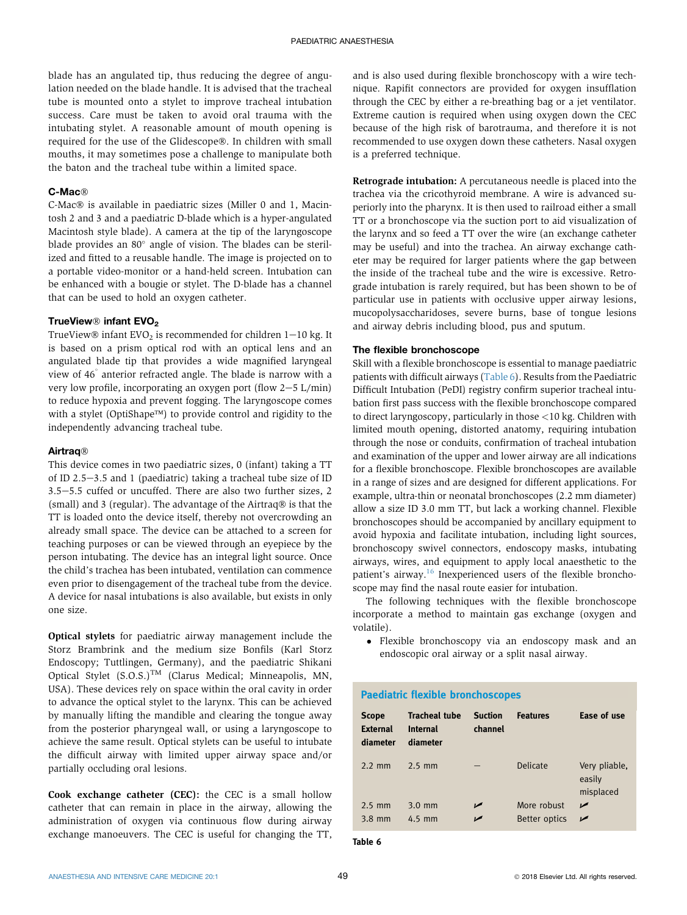blade has an angulated tip, thus reducing the degree of angulation needed on the blade handle. It is advised that the tracheal tube is mounted onto a stylet to improve tracheal intubation success. Care must be taken to avoid oral trauma with the intubating stylet. A reasonable amount of mouth opening is required for the use of the Glidescope®. In children with small mouths, it may sometimes pose a challenge to manipulate both the baton and the tracheal tube within a limited space.

### C-Mac®

C-Mac® is available in paediatric sizes (Miller 0 and 1, Macintosh 2 and 3 and a paediatric D-blade which is a hyper-angulated Macintosh style blade). A camera at the tip of the laryngoscope blade provides an 80° angle of vision. The blades can be sterilized and fitted to a reusable handle. The image is projected on to a portable video-monitor or a hand-held screen. Intubation can be enhanced with a bougie or stylet. The D-blade has a channel that can be used to hold an oxygen catheter.

### TrueView® infant $EVO_2$

TrueView® infant $EVO_2$ is recommended for children 1−10 kg. It is based on a prism optical rod with an optical lens and an angulated blade tip that provides a wide magnified laryngeal view of 46° anterior refracted angle. The blade is narrow with a very low profile, incorporating an oxygen port (flow 2−5 L/min) to reduce hypoxia and prevent fogging. The laryngoscope comes with a stylet (OptiShape™) to provide control and rigidity to the independently advancing tracheal tube.

### Airtraq®

This device comes in two paediatric sizes, 0 (infant) taking a TT of ID 2.5−3.5 and 1 (paediatric) taking a tracheal tube size of ID 3.5−5.5 cuffed or uncuffed. There are also two further sizes, 2 (small) and 3 (regular). The advantage of the Airtraq® is that the TT is loaded onto the device itself, thereby not overcrowding an already small space. The device can be attached to a screen for teaching purposes or can be viewed through an eyepiece by the person intubating. The device has an integral light source. Once the child's trachea has been intubated, ventilation can commence even prior to disengagement of the tracheal tube from the device. A device for nasal intubations is also available, but exists in only one size.

**Optical stylets** for paediatric airway management include the Storz Brambrink and the medium size Bonfils (Karl Storz Endoscopy; Tuttlingen, Germany), and the paediatric Shikani Optical Stylet (S.O.S.)™ (Clarus Medical; Minneapolis, MN, USA). These devices rely on space within the oral cavity in order to advance the optical stylet to the larynx. This can be achieved by manually lifting the mandible and clearing the tongue away from the posterior pharyngeal wall, or using a laryngoscope to achieve the same result. Optical stylets can be useful to intubate the difficult airway with limited upper airway space and/or partially occluding oral lesions.

**Cook exchange catheter (CEC):** the CEC is a small hollow catheter that can remain in place in the airway, allowing the administration of oxygen via continuous flow during airway exchange manoeuvers. The CEC is useful for changing the TT, and is also used during flexible bronchoscopy with a wire technique. Rapifit connectors are provided for oxygen insufflation through the CEC by either a re-breathing bag or a jet ventilator. Extreme caution is required when using oxygen down the CEC because of the high risk of barotrauma, and therefore it is not recommended to use oxygen down these catheters. Nasal oxygen is a preferred technique.

**Retrograde intubation:** A percutaneous needle is placed into the trachea via the cricothyroid membrane. A wire is advanced superiorly into the pharynx. It is then used to railroad either a small TT or a bronchoscope via the suction port to aid visualization of the larynx and so feed a TT over the wire (an exchange catheter may be useful) and into the trachea. An airway exchange catheter may be required for larger patients where the gap between the inside of the tracheal tube and the wire is excessive. Retrograde intubation is rarely required, but has been shown to be of particular use in patients with occlusive upper airway lesions, mucopolysaccharidoses, severe burns, base of tongue lesions and airway debris including blood, pus and sputum.

### The flexible bronchoscope

Skill with a flexible bronchoscope is essential to manage paediatric patients with difficult airways (Table 6). Results from the Paediatric Difficult Intubation (PeDI) registry confirm superior tracheal intubation first pass success with the flexible bronchoscope compared to direct laryngoscopy, particularly in those <10 kg. Children with limited mouth opening, distorted anatomy, requiring intubation through the nose or conduits, confirmation of tracheal intubation and examination of the upper and lower airway are all indications for a flexible bronchoscope. Flexible bronchoscopes are available in a range of sizes and are designed for different applications. For example, ultra-thin or neonatal bronchoscopes (2.2 mm diameter) allow a size ID 3.0 mm TT, but lack a working channel. Flexible bronchoscopes should be accompanied by ancillary equipment to avoid hypoxia and facilitate intubation, including light sources, bronchoscopy swivel connectors, endoscopy masks, intubating airways, wires, and equipment to apply local anaesthetic to the patient's airway.[16] Inexperienced users of the flexible bronchoscope may find the nasal route easier for intubation.

The following techniques with the flexible bronchoscope incorporate a method to maintain gas exchange (oxygen and volatile).

- Flexible bronchoscopy via an endoscopy mask and an endoscopic oral airway or a split nasal airway.

**Paediatric flexible bronchoscopes**

| Scope External diameter | Tracheal tube Internal diameter | Suction channel | Features | Ease of use |
|---|---|---|---|---|
| 2.2 mm | 2.5 mm | – | Delicate | Very pliable, easily misplaced |
| 2.5 mm | 3.0 mm | ✓ | More robust | ✓ |
| 3.8 mm | 4.5 mm | ✓ | Better optics | ✓ |

**Table 6**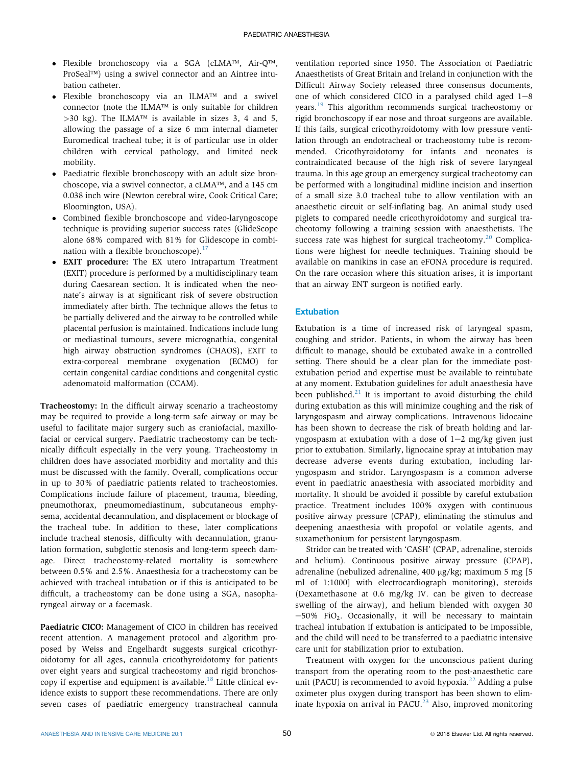- Flexible bronchoscopy via a SGA (cLMA™, Air-Q™, ProSeal™) using a swivel connector and an Aintree intubation catheter.
- Flexible bronchoscopy via an ILMA™ and a swivel connector (note the ILMA™ is only suitable for children >30 kg). The ILMA™ is available in sizes 3, 4 and 5, allowing the passage of a size 6 mm internal diameter Euromedical tracheal tube; it is of particular use in older children with cervical pathology, and limited neck mobility.
- Paediatric flexible bronchoscopy with an adult size bronchoscope, via a swivel connector, a cLMA™, and a 145 cm 0.038 inch wire (Newton cerebral wire, Cook Critical Care; Bloomington, USA).
- Combined flexible bronchoscope and video-laryngoscope technique is providing superior success rates (GlideScope alone 68% compared with 81% for Glidescope in combination with a flexible bronchoscope).[17]
- **EXIT procedure:** The EX utero Intrapartum Treatment (EXIT) procedure is performed by a multidisciplinary team during Caesarean section. It is indicated when the neonate's airway is at significant risk of severe obstruction immediately after birth. The technique allows the fetus to be partially delivered and the airway to be controlled while placental perfusion is maintained. Indications include lung or mediastinal tumours, severe micrognathia, congenital high airway obstruction syndromes (CHAOS), EXIT to extra-corporeal membrane oxygenation (ECMO) for certain congenital cardiac conditions and congenital cystic adenomatoid malformation (CCAM).

**Tracheostomy:** In the difficult airway scenario a tracheostomy may be required to provide a long-term safe airway or may be useful to facilitate major surgery such as craniofacial, maxillofacial or cervical surgery. Paediatric tracheostomy can be technically difficult especially in the very young. Tracheostomy in children does have associated morbidity and mortality and this must be discussed with the family. Overall, complications occur in up to 30% of paediatric patients related to tracheostomies. Complications include failure of placement, trauma, bleeding, pneumothorax, pneumomediastinum, subcutaneous emphysema, accidental decannulation, and displacement or blockage of the tracheal tube. In addition to these, later complications include tracheal stenosis, difficulty with decannulation, granulation formation, subglottic stenosis and long-term speech damage. Direct tracheostomy-related mortality is somewhere between 0.5% and 2.5%. Anaesthesia for a tracheostomy can be achieved with tracheal intubation or if this is anticipated to be difficult, a tracheostomy can be done using a SGA, nasopharyngeal airway or a facemask.

**Paediatric CICO:** Management of CICO in children has received recent attention. A management protocol and algorithm proposed by Weiss and Engelhardt suggests surgical cricothyroidotomy for all ages, cannula cricothyroidotomy for patients over eight years and surgical tracheostomy and rigid bronchoscopy if expertise and equipment is available.[18] Little clinical evidence exists to support these recommendations. There are only seven cases of paediatric emergency transtracheal cannula ventilation reported since 1950. The Association of Paediatric Anaesthetists of Great Britain and Ireland in conjunction with the Difficult Airway Society released three consensus documents, one of which considered CICO in a paralysed child aged 1–8 years.[19] This algorithm recommends surgical tracheostomy or rigid bronchoscopy if ear nose and throat surgeons are available. If this fails, surgical cricothyroidotomy with low pressure ventilation through an endotracheal or tracheostomy tube is recommended. Cricothyroidotomy for infants and neonates is contraindicated because of the high risk of severe laryngeal trauma. In this age group an emergency surgical tracheostomy can be performed with a longitudinal midline incision and insertion of a small size 3.0 tracheal tube to allow ventilation with an anaesthetic circuit or self-inflating bag. An animal study used piglets to compared needle cricothyroidotomy and surgical tracheotomy following a training session with anaesthetists. The success rate was highest for surgical tracheotomy.[20] Complications were highest for needle techniques. Training should be available on manikins in case an eFONA procedure is required. On the rare occasion where this situation arises, it is important that an airway ENT surgeon is notified early.

## Extubation

Extubation is a time of increased risk of laryngeal spasm, coughing and stridor. Patients, in whom the airway has been difficult to manage, should be extubated awake in a controlled setting. There should be a clear plan for the immediate post-extubation period and expertise must be available to reintubate at any moment. Extubation guidelines for adult anaesthesia have been published.[21] It is important to avoid disturbing the child during extubation as this will minimize coughing and the risk of laryngospasm and airway complications. Intravenous lidocaine has been shown to decrease the risk of breath holding and laryngospasm at extubation with a dose of 1–2 mg/kg given just prior to extubation. Similarly, lignocaine spray at intubation may decrease adverse events during extubation, including laryngospasm and stridor. Laryngospasm is a common adverse event in paediatric anaesthesia with associated morbidity and mortality. It should be avoided if possible by careful extubation practice. Treatment includes 100% oxygen with continuous positive airway pressure (CPAP), eliminating the stimulus and deepening anaesthesia with propofol or volatile agents, and suxamethonium for persistent laryngospasm.

Stridor can be treated with 'CASH' (CPAP, adrenaline, steroids and helium). Continuous positive airway pressure (CPAP), adrenaline (nebulized adrenaline, 400 μg/kg; maximum 5 mg [5 ml of 1:1000] with electrocardiograph monitoring), steroids (Dexamethasone at 0.6 mg/kg IV. can be given to decrease swelling of the airway), and helium blended with oxygen 30–50% $FiO_2$. Occasionally, it will be necessary to maintain tracheal intubation if extubation is anticipated to be impossible, and the child will need to be transferred to a paediatric intensive care unit for stabilization prior to extubation.

Treatment with oxygen for the unconscious patient during transport from the operating room to the post-anaesthetic care unit (PACU) is recommended to avoid hypoxia.[22] Adding a pulse oximeter plus oxygen during transport has been shown to eliminate hypoxia on arrival in PACU.[23] Also, improved monitoring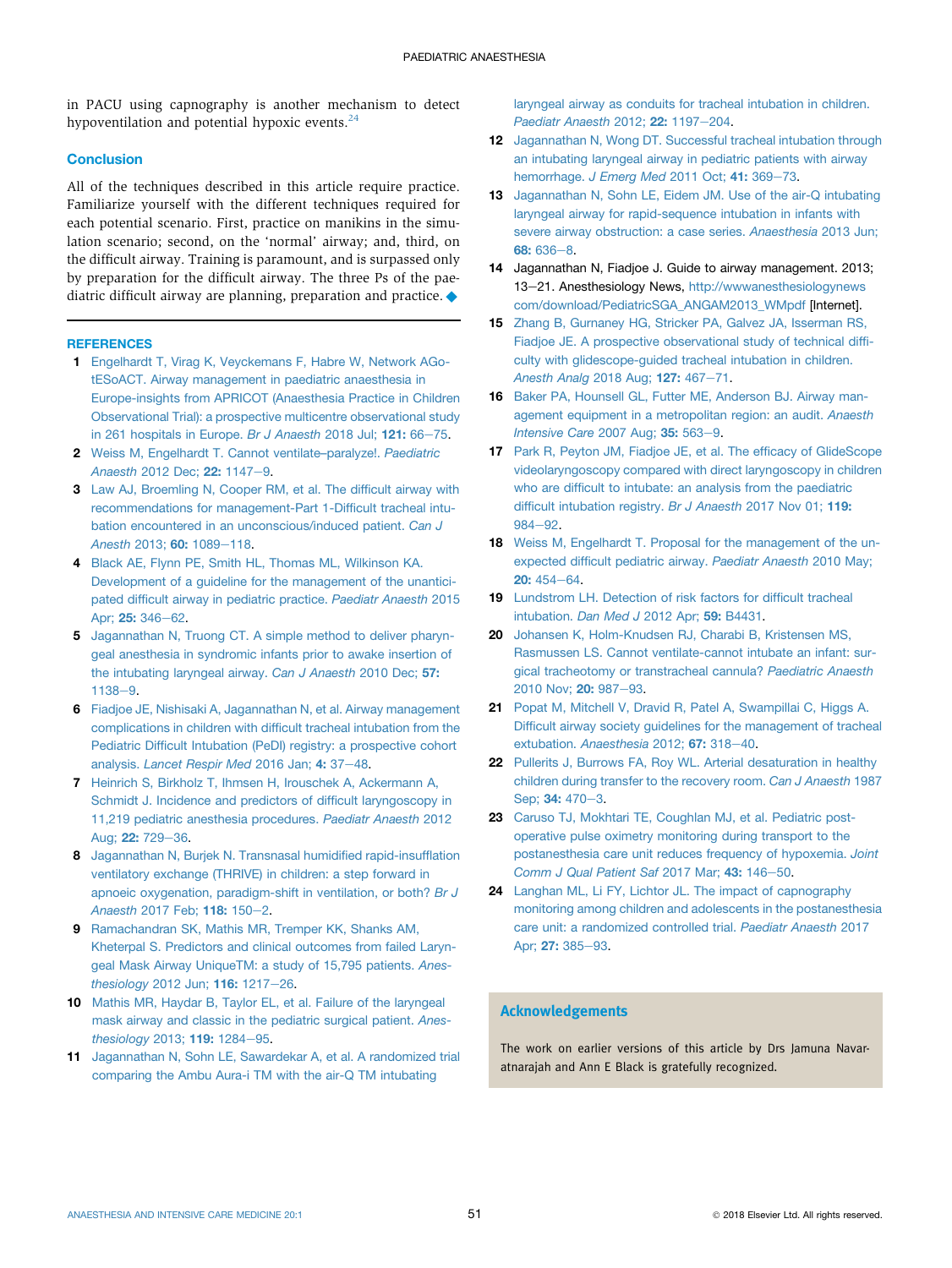in PACU using capnography is another mechanism to detect hypoventilation and potential hypoxic events.[24]

## Conclusion

All of the techniques described in this article require practice. Familiarize yourself with the different techniques required for each potential scenario. First, practice on manikins in the simulation scenario; second, on the 'normal' airway; and, third, on the difficult airway. Training is paramount, and is surpassed only by preparation for the difficult airway. The three Ps of the paediatric difficult airway are planning, preparation and practice. ◆

## REFERENCES

1. Engelhardt T, Virag K, Veyckemans F, Habre W, Network AGo-tESoACT. Airway management in paediatric anaesthesia in Europe-insights from APRICOT (Anaesthesia Practice in Children Observational Trial): a prospective multicentre observational study in 261 hospitals in Europe. *Br J Anaesth* 2018 Jul; **121:** 66–75.
2. Weiss M, Engelhardt T. Cannot ventilate–paralyze!. *Paediatric Anaesth* 2012 Dec; **22:** 1147–9.
3. Law AJ, Broemling N, Cooper RM, et al. The difficult airway with recommendations for management-Part 1-Difficult tracheal intubation encountered in an unconscious/induced patient. *Can J Anesth* 2013; **60:** 1089–118.
4. Black AE, Flynn PE, Smith HL, Thomas ML, Wilkinson KA. Development of a guideline for the management of the unanticipated difficult airway in pediatric practice. *Paediatr Anaesth* 2015 Apr; **25:** 346–62.
5. Jagannathan N, Truong CT. A simple method to deliver pharyngeal anesthesia in syndromic infants prior to awake insertion of the intubating laryngeal airway. *Can J Anaesth* 2010 Dec; **57:** 1138–9.
6. Fiadjoe JE, Nishisaki A, Jagannathan N, et al. Airway management complications in children with difficult tracheal intubation from the Pediatric Difficult Intubation (PeDI) registry: a prospective cohort analysis. *Lancet Respir Med* 2016 Jan; **4:** 37–48.
7. Heinrich S, Birkholz T, Ihmsen H, Irouschek A, Ackermann A, Schmidt J. Incidence and predictors of difficult laryngoscopy in 11,219 pediatric anesthesia procedures. *Paediatr Anaesth* 2012 Aug; **22:** 729–36.
8. Jagannathan N, Burjek N. Transnasal humidified rapid-insufflation ventilatory exchange (THRIVE) in children: a step forward in apnoeic oxygenation, paradigm-shift in ventilation, or both? *Br J Anaesth* 2017 Feb; **118:** 150–2.
9. Ramachandran SK, Mathis MR, Tremper KK, Shanks AM, Kheterpal S. Predictors and clinical outcomes from failed Laryngeal Mask Airway UniqueTM: a study of 15,795 patients. *Anesthesiology* 2012 Jun; **116:** 1217–26.
10. Mathis MR, Haydar B, Taylor EL, et al. Failure of the laryngeal mask airway and classic in the pediatric surgical patient. *Anesthesiology* 2013; **119:** 1284–95.
11. Jagannathan N, Sohn LE, Sawardekar A, et al. A randomized trial comparing the Ambu Aura-i TM with the air-Q TM intubating laryngeal airway as conduits for tracheal intubation in children. *Paediatr Anaesth* 2012; **22:** 1197–204.
12. Jagannathan N, Wong DT. Successful tracheal intubation through an intubating laryngeal airway in pediatric patients with airway hemorrhage. *J Emerg Med* 2011 Oct; **41:** 369–73.
13. Jagannathan N, Sohn LE, Eidem JM. Use of the air-Q intubating laryngeal airway for rapid-sequence intubation in infants with severe airway obstruction: a case series. *Anaesthesia* 2013 Jun; **68:** 636–8.
14. Jagannathan N, Fiadjoe J. Guide to airway management. 2013; 13–21. Anesthesiology News, http://wwwanesthesiologynews com/download/PediatricSGA_ANGAM2013_WMpdf [Internet].
15. Zhang B, Gurnaney HG, Stricker PA, Galvez JA, Isserman RS, Fiadjoe JE. A prospective observational study of technical difficulty with glidescope-guided tracheal intubation in children. *Anesth Analg* 2018 Aug; **127:** 467–71.
16. Baker PA, Hounsell GL, Futter ME, Anderson BJ. Airway management equipment in a metropolitan region: an audit. *Anaesth Intensive Care* 2007 Aug; **35:** 563–9.
17. Park R, Peyton JM, Fiadjoe JE, et al. The efficacy of GlideScope videolaryngoscopy compared with direct laryngoscopy in children who are difficult to intubate: an analysis from the paediatric difficult intubation registry. *Br J Anaesth* 2017 Nov 01; **119:** 984–92.
18. Weiss M, Engelhardt T. Proposal for the management of the unexpected difficult pediatric airway. *Paediatr Anaesth* 2010 May; **20:** 454–64.
19. Lundstrom LH. Detection of risk factors for difficult tracheal intubation. *Dan Med J* 2012 Apr; **59:** B4431.
20. Johansen K, Holm-Knudsen RJ, Charabi B, Kristensen MS, Rasmussen LS. Cannot ventilate-cannot intubate an infant: surgical tracheotomy or transtracheal cannula? *Paediatric Anaesth* 2010 Nov; **20:** 987–93.
21. Popat M, Mitchell V, Dravid R, Patel A, Swampillai C, Higgs A. Difficult airway society guidelines for the management of tracheal extubation. *Anaesthesia* 2012; **67:** 318–40.
22. Pullerits J, Burrows FA, Roy WL. Arterial desaturation in healthy children during transfer to the recovery room. *Can J Anaesth* 1987 Sep; **34:** 470–3.
23. Caruso TJ, Mokhtari TE, Coughlan MJ, et al. Pediatric post-operative pulse oximetry monitoring during transport to the postanesthesia care unit reduces frequency of hypoxemia. *Joint Comm J Qual Patient Saf* 2017 Mar; **43:** 146–50.
24. Langhan ML, Li FY, Lichtor JL. The impact of capnography monitoring among children and adolescents in the postanesthesia care unit: a randomized controlled trial. *Paediatr Anaesth* 2017 Apr; **27:** 385–93.

## Acknowledgements

The work on earlier versions of this article by Drs Jamuna Navaratnarajah and Ann E Black is gratefully recognized.